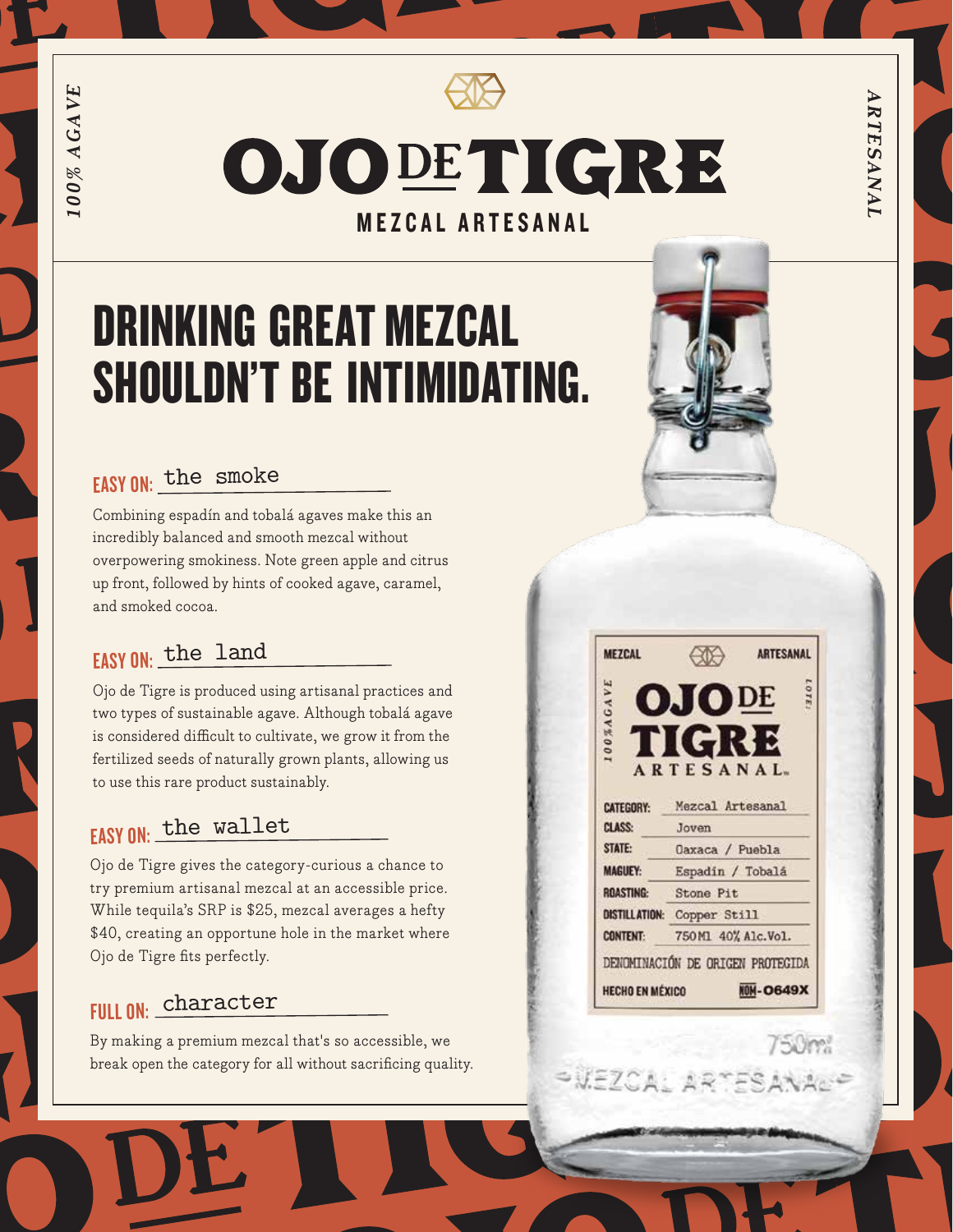*100% AGAVE*

*ARTESANAL*

# OJO DE TIGRE

**MEZCAL ARTESANAL**

## DRINKING GREAT MEZCAL SHOULDN'T BE INTIMIDATING.

### EASY ON: the smoke

Combining espadín and tobalá agaves make this an incredibly balanced and smooth mezcal without overpowering smokiness. Note green apple and citrus up front, followed by hints of cooked agave, caramel, and smoked cocoa.

### EASY ON: the land

Ojo de Tigre is produced using artisanal practices and two types of sustainable agave. Although tobalá agave is considered difficult to cultivate, we grow it from the fertilized seeds of naturally grown plants, allowing us to use this rare product sustainably.

### EASY ON: the wallet

Ojo de Tigre gives the category-curious a chance to try premium artisanal mezcal at an accessible price. While tequila's SRP is $25, mezcal averages a hefty $40, creating an opportune hole in the market where Ojo de Tigre fits perfectly.

### FULL ON: character

By making a premium mezcal that's so accessible, we break open the category for all without sacrificing quality.

MEZCAL ARTESANAL

OJO DE TIGRE ARTESANAL

100% AGAVE

LOTE:

| | |
|---|---|
| CATEGORY: | Mezcal Artesanal |
| CLASS: | Joven |
| STATE: | Oaxaca / Puebla |
| MAGUEY: | Espadín / Tobalá |
| ROASTING: | Stone Pit |
| DISTILLATION: | Copper Still |
| CONTENT: | 750 Ml 40% Alc.Vol. |

DENOMINACIÓN DE ORIGEN PROTEGIDA

HECHO EN MÉXICO NOM-O649X

750ml

MEZCAL ARTESANAL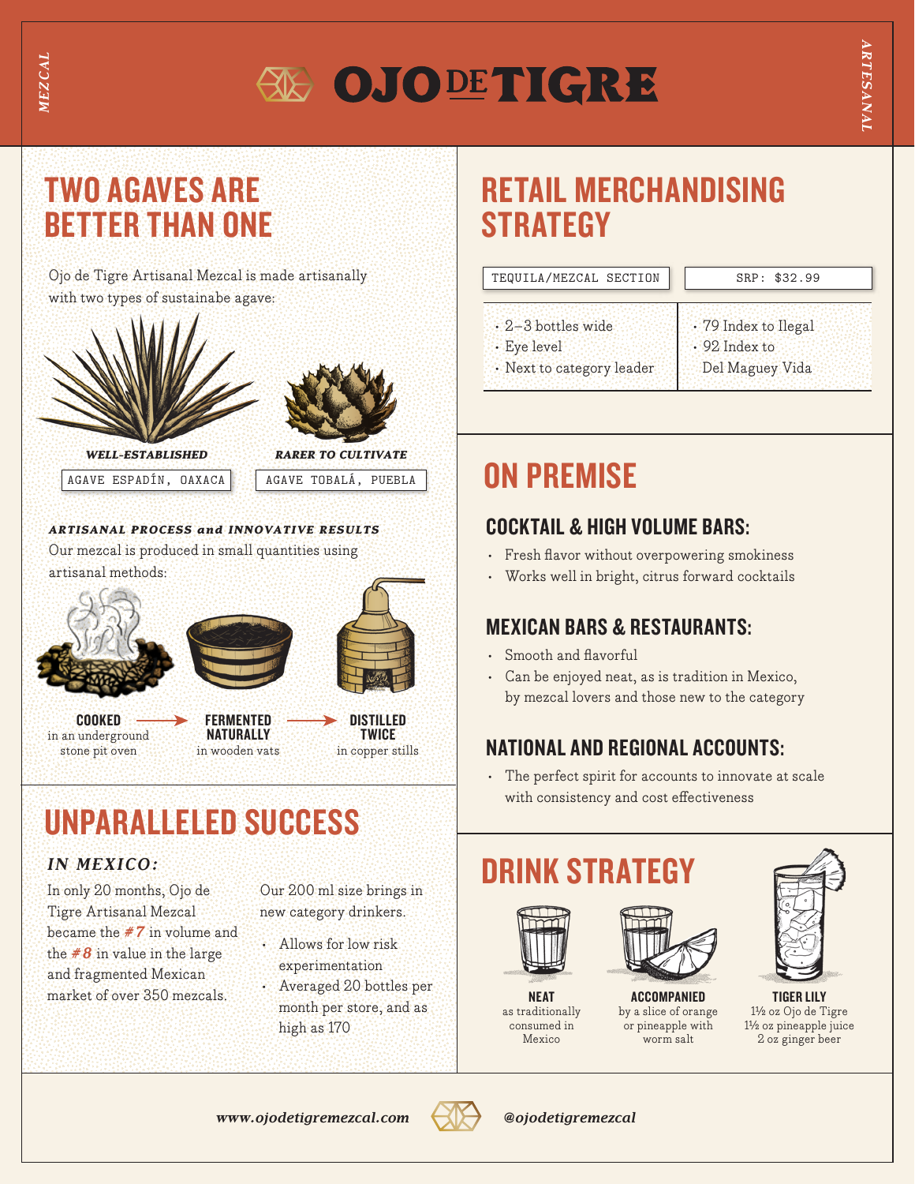# OJO DE TIGRE

MEZCAL

ARTESANAL

## TWO AGAVES ARE BETTER THAN ONE

Ojo de Tigre Artisanal Mezcal is made artisanally with two types of sustainabe agave:

***WELL-ESTABLISHED***

AGAVE ESPADÍN, OAXACA

***RARER TO CULTIVATE***

AGAVE TOBALÁ, PUEBLA

***ARTISANAL PROCESS and INNOVATIVE RESULTS***

Our mezcal is produced in small quantities using artisanal methods:

**COOKED** in an underground stone pit oven → **FERMENTED NATURALLY** in wooden vats → **DISTILLED TWICE** in copper stills

## UNPARALLELED SUCCESS

### *IN MEXICO:*

In only 20 months, Ojo de Tigre Artisanal Mezcal became the ***#7*** in volume and the ***#8*** in value in the large and fragmented Mexican market of over 350 mezcals.

Our 200 ml size brings in new category drinkers.

- Allows for low risk experimentation
- Averaged 20 bottles per month per store, and as high as 170

## RETAIL MERCHANDISING STRATEGY

| TEQUILA/MEZCAL SECTION | SRP: $32.99 |
|---|---|
| • 2–3 bottles wide<br>• Eye level<br>• Next to category leader | • 79 Index to Ilegal<br>• 92 Index to Del Maguey Vida |

## ON PREMISE

### COCKTAIL & HIGH VOLUME BARS:

- Fresh flavor without overpowering smokiness
- Works well in bright, citrus forward cocktails

### MEXICAN BARS & RESTAURANTS:

- Smooth and flavorful
- Can be enjoyed neat, as is tradition in Mexico, by mezcal lovers and those new to the category

### NATIONAL AND REGIONAL ACCOUNTS:

- The perfect spirit for accounts to innovate at scale with consistency and cost effectiveness

## DRINK STRATEGY

**NEAT**
as traditionally consumed in Mexico

**ACCOMPANIED**
by a slice of orange or pineapple with worm salt

**TIGER LILY**
1½ oz Ojo de Tigre
1½ oz pineapple juice
2 oz ginger beer

*www.ojodetigremezcal.com* *@ojodetigremezcal*